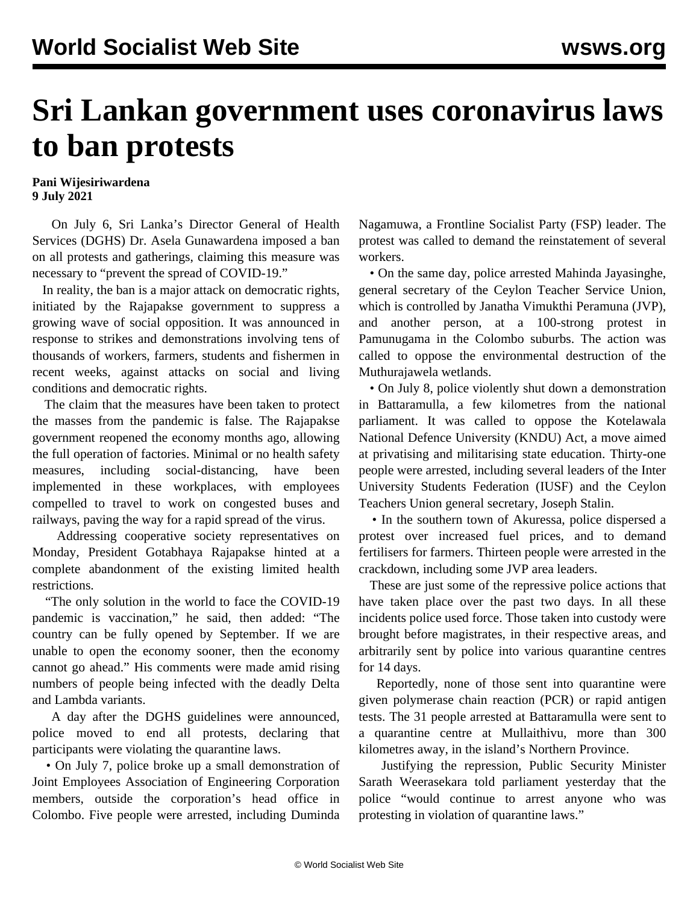# Sri Lankan government uses coronavirus laws to ban protests

**Pani Wijesiriwardena**
**9 July 2021**

On July 6, Sri Lanka's Director General of Health Services (DGHS) Dr. Asela Gunawardena imposed a ban on all protests and gatherings, claiming this measure was necessary to "prevent the spread of COVID-19."

In reality, the ban is a major attack on democratic rights, initiated by the Rajapakse government to suppress a growing wave of social opposition. It was announced in response to strikes and demonstrations involving tens of thousands of workers, farmers, students and fishermen in recent weeks, against attacks on social and living conditions and democratic rights.

The claim that the measures have been taken to protect the masses from the pandemic is false. The Rajapakse government reopened the economy months ago, allowing the full operation of factories. Minimal or no health safety measures, including social-distancing, have been implemented in these workplaces, with employees compelled to travel to work on congested buses and railways, paving the way for a rapid spread of the virus.

Addressing cooperative society representatives on Monday, President Gotabhaya Rajapakse hinted at a complete abandonment of the existing limited health restrictions.

"The only solution in the world to face the COVID-19 pandemic is vaccination," he said, then added: "The country can be fully opened by September. If we are unable to open the economy sooner, then the economy cannot go ahead." His comments were made amid rising numbers of people being infected with the deadly Delta and Lambda variants.

A day after the DGHS guidelines were announced, police moved to end all protests, declaring that participants were violating the quarantine laws.

- On July 7, police broke up a small demonstration of Joint Employees Association of Engineering Corporation members, outside the corporation's head office in Colombo. Five people were arrested, including Duminda Nagamuwa, a Frontline Socialist Party (FSP) leader. The protest was called to demand the reinstatement of several workers.
- On the same day, police arrested Mahinda Jayasinghe, general secretary of the Ceylon Teacher Service Union, which is controlled by Janatha Vimukthi Peramuna (JVP), and another person, at a 100-strong protest in Pamunugama in the Colombo suburbs. The action was called to oppose the environmental destruction of the Muthurajawela wetlands.
- On July 8, police violently shut down a demonstration in Battaramulla, a few kilometres from the national parliament. It was called to oppose the Kotelawala National Defence University (KNDU) Act, a move aimed at privatising and militarising state education. Thirty-one people were arrested, including several leaders of the Inter University Students Federation (IUSF) and the Ceylon Teachers Union general secretary, Joseph Stalin.
- In the southern town of Akuressa, police dispersed a protest over increased fuel prices, and to demand fertilisers for farmers. Thirteen people were arrested in the crackdown, including some JVP area leaders.

These are just some of the repressive police actions that have taken place over the past two days. In all these incidents police used force. Those taken into custody were brought before magistrates, in their respective areas, and arbitrarily sent by police into various quarantine centres for 14 days.

Reportedly, none of those sent into quarantine were given polymerase chain reaction (PCR) or rapid antigen tests. The 31 people arrested at Battaramulla were sent to a quarantine centre at Mullaithivu, more than 300 kilometres away, in the island's Northern Province.

Justifying the repression, Public Security Minister Sarath Weerasekara told parliament yesterday that the police "would continue to arrest anyone who was protesting in violation of quarantine laws."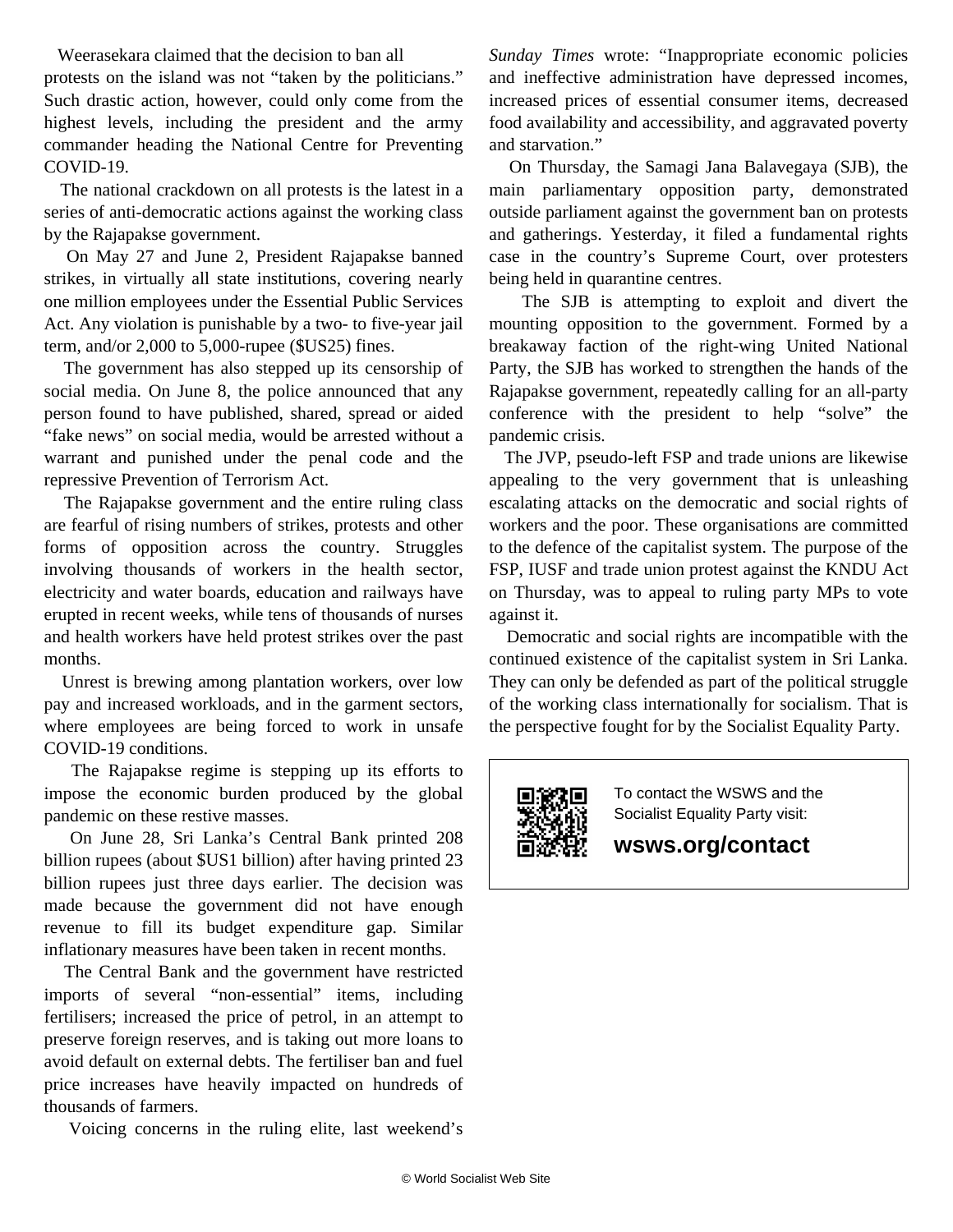Weerasekara claimed that the decision to ban all protests on the island was not "taken by the politicians." Such drastic action, however, could only come from the highest levels, including the president and the army commander heading the National Centre for Preventing COVID-19.

The national crackdown on all protests is the latest in a series of anti-democratic actions against the working class by the Rajapakse government.

On May 27 and June 2, President Rajapakse banned strikes, in virtually all state institutions, covering nearly one million employees under the Essential Public Services Act. Any violation is punishable by a two- to five-year jail term, and/or 2,000 to 5,000-rupee ($US25) fines.

The government has also stepped up its censorship of social media. On June 8, the police announced that any person found to have published, shared, spread or aided "fake news" on social media, would be arrested without a warrant and punished under the penal code and the repressive Prevention of Terrorism Act.

The Rajapakse government and the entire ruling class are fearful of rising numbers of strikes, protests and other forms of opposition across the country. Struggles involving thousands of workers in the health sector, electricity and water boards, education and railways have erupted in recent weeks, while tens of thousands of nurses and health workers have held protest strikes over the past months.

Unrest is brewing among plantation workers, over low pay and increased workloads, and in the garment sectors, where employees are being forced to work in unsafe COVID-19 conditions.

The Rajapakse regime is stepping up its efforts to impose the economic burden produced by the global pandemic on these restive masses.

On June 28, Sri Lanka's Central Bank printed 208 billion rupees (about $US1 billion) after having printed 23 billion rupees just three days earlier. The decision was made because the government did not have enough revenue to fill its budget expenditure gap. Similar inflationary measures have been taken in recent months.

The Central Bank and the government have restricted imports of several "non-essential" items, including fertilisers; increased the price of petrol, in an attempt to preserve foreign reserves, and is taking out more loans to avoid default on external debts. The fertiliser ban and fuel price increases have heavily impacted on hundreds of thousands of farmers.

Voicing concerns in the ruling elite, last weekend's *Sunday Times* wrote: "Inappropriate economic policies and ineffective administration have depressed incomes, increased prices of essential consumer items, decreased food availability and accessibility, and aggravated poverty and starvation."

On Thursday, the Samagi Jana Balavegaya (SJB), the main parliamentary opposition party, demonstrated outside parliament against the government ban on protests and gatherings. Yesterday, it filed a fundamental rights case in the country's Supreme Court, over protesters being held in quarantine centres.

The SJB is attempting to exploit and divert the mounting opposition to the government. Formed by a breakaway faction of the right-wing United National Party, the SJB has worked to strengthen the hands of the Rajapakse government, repeatedly calling for an all-party conference with the president to help "solve" the pandemic crisis.

The JVP, pseudo-left FSP and trade unions are likewise appealing to the very government that is unleashing escalating attacks on the democratic and social rights of workers and the poor. These organisations are committed to the defence of the capitalist system. The purpose of the FSP, IUSF and trade union protest against the KNDU Act on Thursday, was to appeal to ruling party MPs to vote against it.

Democratic and social rights are incompatible with the continued existence of the capitalist system in Sri Lanka. They can only be defended as part of the political struggle of the working class internationally for socialism. That is the perspective fought for by the Socialist Equality Party.

To contact the WSWS and the Socialist Equality Party visit:

**wsws.org/contact**